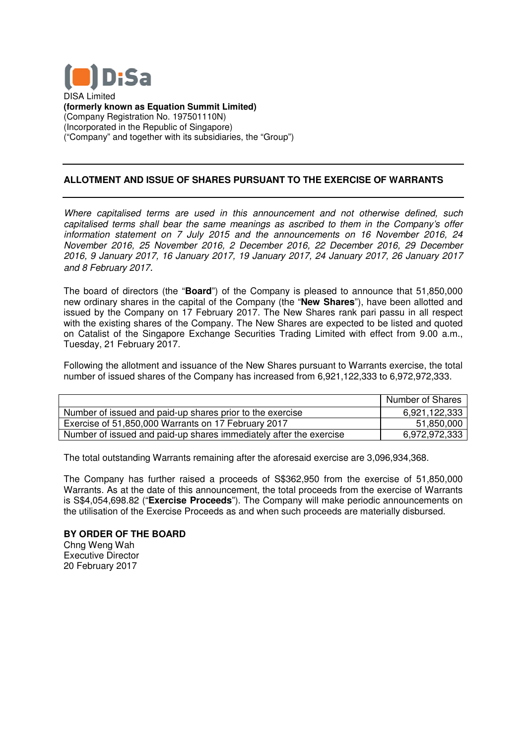DiSa

DISA Limited
**(formerly known as Equation Summit Limited)**
(Company Registration No. 197501110N)
(Incorporated in the Republic of Singapore)
("Company" and together with its subsidiaries, the "Group")

---

**ALLOTMENT AND ISSUE OF SHARES PURSUANT TO THE EXERCISE OF WARRANTS**

---

*Where capitalised terms are used in this announcement and not otherwise defined, such capitalised terms shall bear the same meanings as ascribed to them in the Company's offer information statement on 7 July 2015 and the announcements on 16 November 2016, 24 November 2016, 25 November 2016, 2 December 2016, 22 December 2016, 29 December 2016, 9 January 2017, 16 January 2017, 19 January 2017, 24 January 2017, 26 January 2017 and 8 February 2017.*

The board of directors (the "**Board**") of the Company is pleased to announce that 51,850,000 new ordinary shares in the capital of the Company (the "**New Shares**"), have been allotted and issued by the Company on 17 February 2017. The New Shares rank pari passu in all respect with the existing shares of the Company. The New Shares are expected to be listed and quoted on Catalist of the Singapore Exchange Securities Trading Limited with effect from 9.00 a.m., Tuesday, 21 February 2017.

Following the allotment and issuance of the New Shares pursuant to Warrants exercise, the total number of issued shares of the Company has increased from 6,921,122,333 to 6,972,972,333.

| | Number of Shares |
|---|---|
| Number of issued and paid-up shares prior to the exercise | 6,921,122,333 |
| Exercise of 51,850,000 Warrants on 17 February 2017 | 51,850,000 |
| Number of issued and paid-up shares immediately after the exercise | 6,972,972,333 |

The total outstanding Warrants remaining after the aforesaid exercise are 3,096,934,368.

The Company has further raised a proceeds of S$362,950 from the exercise of 51,850,000 Warrants. As at the date of this announcement, the total proceeds from the exercise of Warrants is S$4,054,698.82 ("**Exercise Proceeds**"). The Company will make periodic announcements on the utilisation of the Exercise Proceeds as and when such proceeds are materially disbursed.

**BY ORDER OF THE BOARD**
Chng Weng Wah
Executive Director
20 February 2017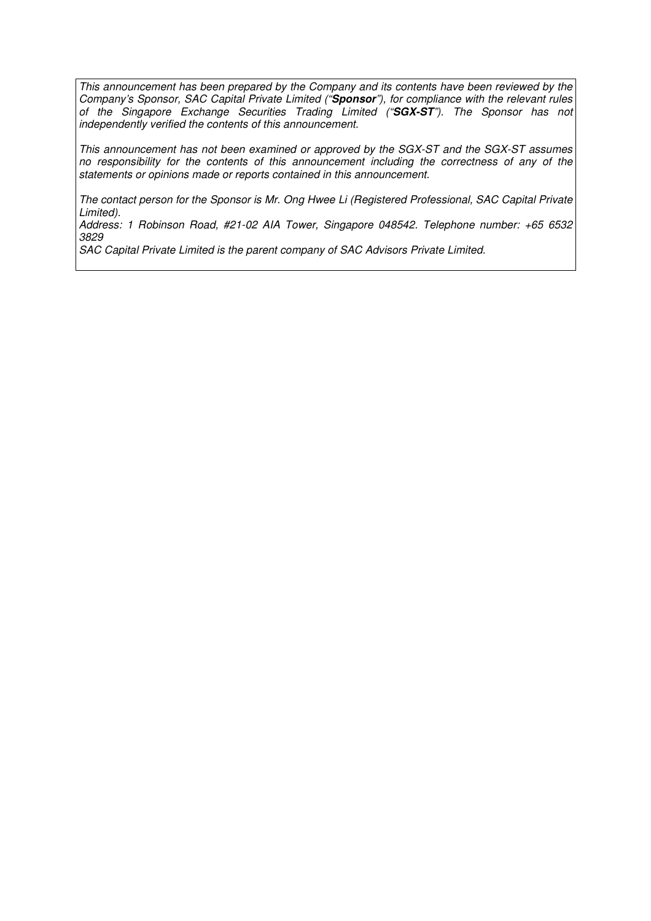*This announcement has been prepared by the Company and its contents have been reviewed by the Company's Sponsor, SAC Capital Private Limited ("**Sponsor**"), for compliance with the relevant rules of the Singapore Exchange Securities Trading Limited ("**SGX-ST**"). The Sponsor has not independently verified the contents of this announcement.*

*This announcement has not been examined or approved by the SGX-ST and the SGX-ST assumes no responsibility for the contents of this announcement including the correctness of any of the statements or opinions made or reports contained in this announcement.*

*The contact person for the Sponsor is Mr. Ong Hwee Li (Registered Professional, SAC Capital Private Limited).*
*Address: 1 Robinson Road, #21-02 AIA Tower, Singapore 048542. Telephone number: +65 6532 3829*
*SAC Capital Private Limited is the parent company of SAC Advisors Private Limited.*